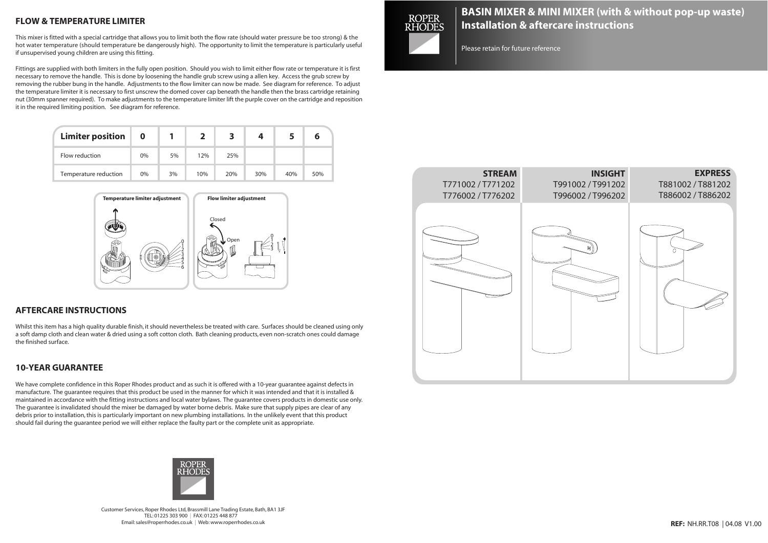# BASIN MIXER & MINI MIXER (with & without pop-up waste)
## Installation & aftercare instructions

Please retain for future reference

| STREAM | INSIGHT | EXPRESS |
|---|---|---|
| T771002 / T771202 | T991002 / T991202 | T881002 / T881202 |
| T776002 / T776202 | T996002 / T996202 | T886002 / T886202 |

## FLOW & TEMPERATURE LIMITER

This mixer is fitted with a special cartridge that allows you to limit both the flow rate (should water pressure be too strong) & the hot water temperature (should temperature be dangerously high). The opportunity to limit the temperature is particularly useful if unsupervised young children are using this fitting.

Fittings are supplied with both limiters in the fully open position. Should you wish to limit either flow rate or temperature it is first necessary to remove the handle. This is done by loosening the handle grub screw using a allen key. Access the grub screw by removing the rubber bung in the handle. Adjustments to the flow limiter can now be made. See diagram for reference. To adjust the temperature limiter it is necessary to first unscrew the domed cover cap beneath the handle then the brass cartridge retaining nut (30mm spanner required). To make adjustments to the temperature limiter lift the purple cover on the cartridge and reposition it in the required limiting position. See diagram for reference.

| Limiter position | 0 | 1 | 2 | 3 | 4 | 5 | 6 |
|---|---|---|---|---|---|---|---|
| Flow reduction | 0% | 5% | 12% | 25% | | | |
| Temperature reduction | 0% | 3% | 10% | 20% | 30% | 40% | 50% |

Temperature limiter adjustment

Flow limiter adjustment

## AFTERCARE INSTRUCTIONS

Whilst this item has a high quality durable finish, it should nevertheless be treated with care. Surfaces should be cleaned using only a soft damp cloth and clean water & dried using a soft cotton cloth. Bath cleaning products, even non-scratch ones could damage the finished surface.

## 10-YEAR GUARANTEE

We have complete confidence in this Roper Rhodes product and as such it is offered with a 10-year guarantee against defects in manufacture. The guarantee requires that this product be used in the manner for which it was intended and that it is installed & maintained in accordance with the fitting instructions and local water bylaws. The guarantee covers products in domestic use only. The guarantee is invalidated should the mixer be damaged by water borne debris. Make sure that supply pipes are clear of any debris prior to installation, this is particularly important on new plumbing installations. In the unlikely event that this product should fail during the guarantee period we will either replace the faulty part or the complete unit as appropriate.

Customer Services, Roper Rhodes Ltd, Brassmill Lane Trading Estate, Bath, BA1 3JF
TEL: 01225 303 900 | FAX: 01225 448 877
Email: sales@roperrhodes.co.uk | Web: www.roperrhodes.co.uk

**REF:** NH.RR.T08 | 04.08 V1.00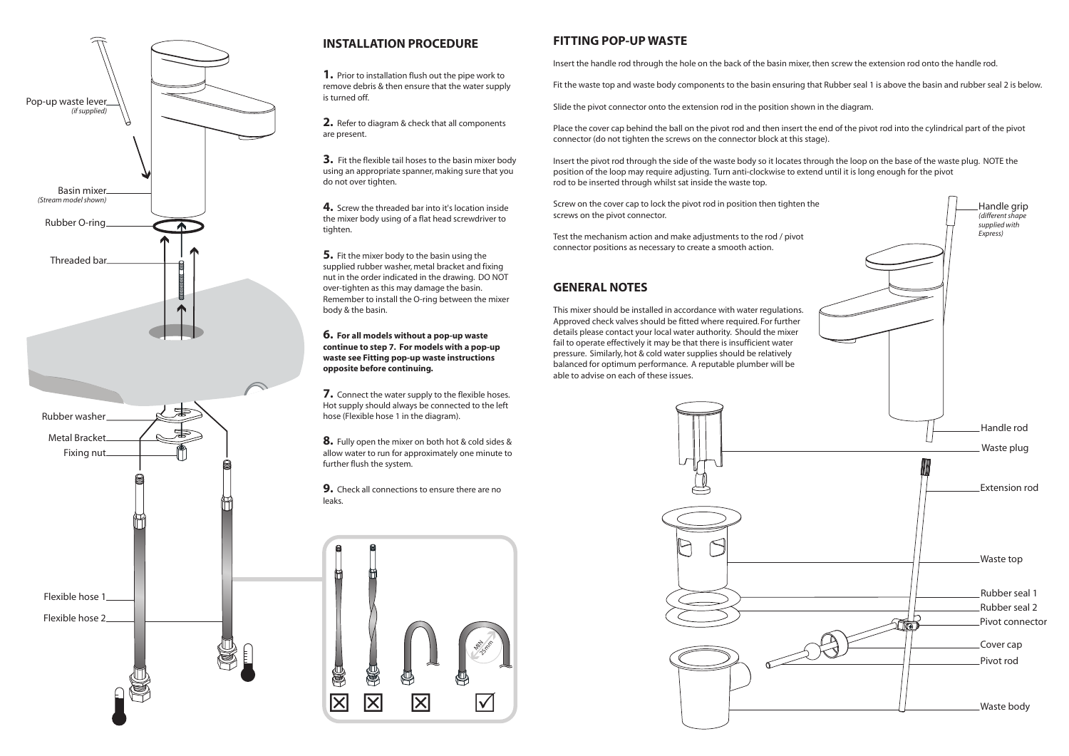Pop-up waste lever
*(if supplied)*

Basin mixer
*(Stream model shown)*

Rubber O-ring

Threaded bar

Rubber washer

Metal Bracket

Fixing nut

Flexible hose 1

Flexible hose 2

MIN 25mm

## INSTALLATION PROCEDURE

**1.** Prior to installation flush out the pipe work to remove debris & then ensure that the water supply is turned off.

**2.** Refer to diagram & check that all components are present.

**3.** Fit the flexible tail hoses to the basin mixer body using an appropriate spanner, making sure that you do not over tighten.

**4.** Screw the threaded bar into it's location inside the mixer body using of a flat head screwdriver to tighten.

**5.** Fit the mixer body to the basin using the supplied rubber washer, metal bracket and fixing nut in the order indicated in the drawing. DO NOT over-tighten as this may damage the basin. Remember to install the O-ring between the mixer body & the basin.

**6. For all models without a pop-up waste continue to step 7. For models with a pop-up waste see Fitting pop-up waste instructions opposite before continuing.**

**7.** Connect the water supply to the flexible hoses. Hot supply should always be connected to the left hose (Flexible hose 1 in the diagram).

**8.** Fully open the mixer on both hot & cold sides & allow water to run for approximately one minute to further flush the system.

**9.** Check all connections to ensure there are no leaks.

## FITTING POP-UP WASTE

Insert the handle rod through the hole on the back of the basin mixer, then screw the extension rod onto the handle rod.

Fit the waste top and waste body components to the basin ensuring that Rubber seal 1 is above the basin and rubber seal 2 is below.

Slide the pivot connector onto the extension rod in the position shown in the diagram.

Place the cover cap behind the ball on the pivot rod and then insert the end of the pivot rod into the cylindrical part of the pivot connector (do not tighten the screws on the connector block at this stage).

Insert the pivot rod through the side of the waste body so it locates through the loop on the base of the waste plug. NOTE the position of the loop may require adjusting. Turn anti-clockwise to extend until it is long enough for the pivot rod to be inserted through whilst sat inside the waste top.

Screw on the cover cap to lock the pivot rod in position then tighten the screws on the pivot connector.

Test the mechanism action and make adjustments to the rod / pivot connector positions as necessary to create a smooth action.

## GENERAL NOTES

This mixer should be installed in accordance with water regulations. Approved check valves should be fitted where required. For further details please contact your local water authority. Should the mixer fail to operate effectively it may be that there is insufficient water pressure. Similarly, hot & cold water supplies should be relatively balanced for optimum performance. A reputable plumber will be able to advise on each of these issues.

Handle grip
*(different shape supplied with Express)*

Handle rod

Waste plug

Extension rod

Waste top

Rubber seal 1

Rubber seal 2

Pivot connector

Cover cap

Pivot rod

Waste body